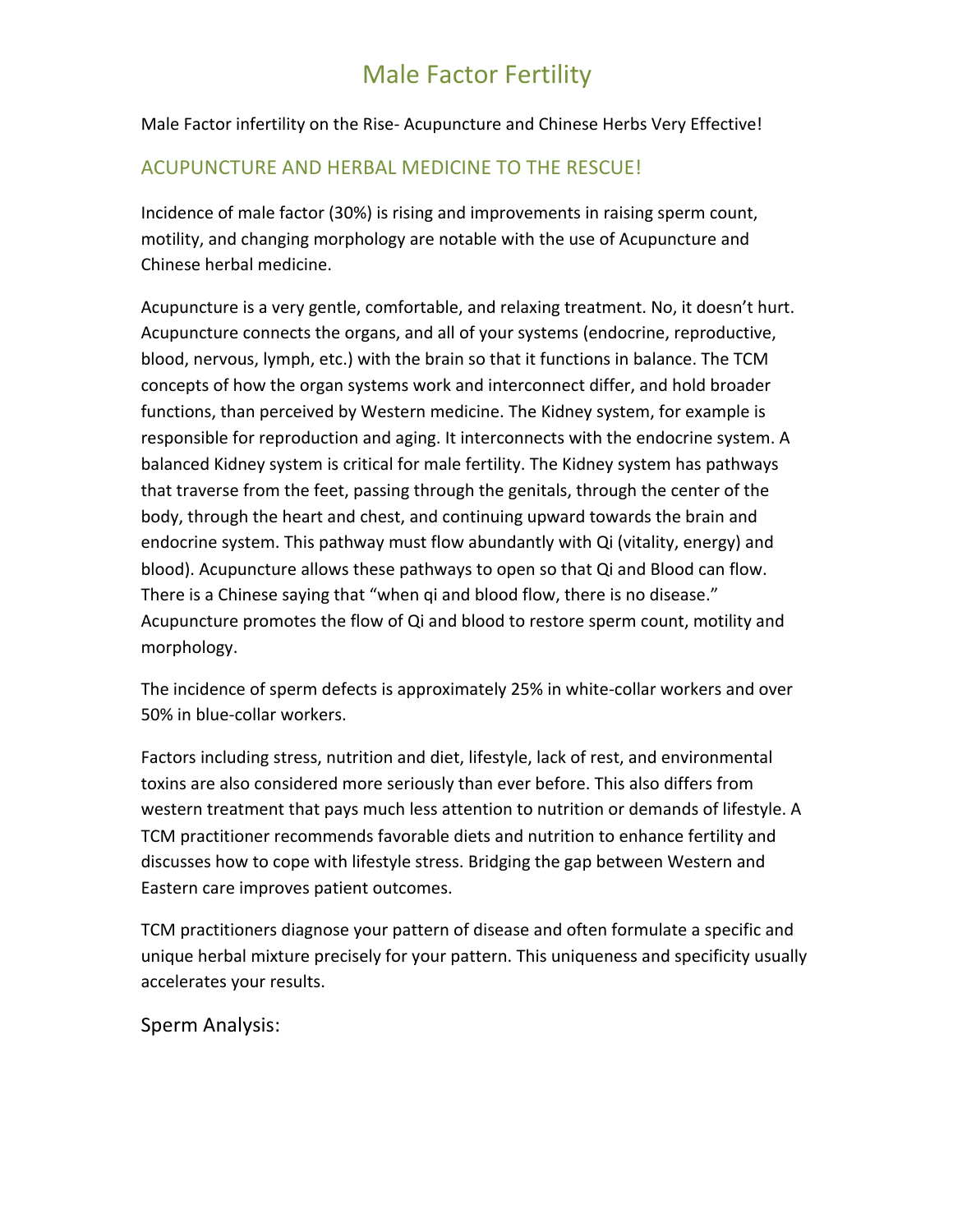# Male Factor Fertility

Male Factor infertility on the Rise- Acupuncture and Chinese Herbs Very Effective!

## ACUPUNCTURE AND HERBAL MEDICINE TO THE RESCUE!

Incidence of male factor (30%) is rising and improvements in raising sperm count, motility, and changing morphology are notable with the use of Acupuncture and Chinese herbal medicine.

Acupuncture is a very gentle, comfortable, and relaxing treatment. No, it doesn't hurt. Acupuncture connects the organs, and all of your systems (endocrine, reproductive, blood, nervous, lymph, etc.) with the brain so that it functions in balance. The TCM concepts of how the organ systems work and interconnect differ, and hold broader functions, than perceived by Western medicine. The Kidney system, for example is responsible for reproduction and aging. It interconnects with the endocrine system. A balanced Kidney system is critical for male fertility. The Kidney system has pathways that traverse from the feet, passing through the genitals, through the center of the body, through the heart and chest, and continuing upward towards the brain and endocrine system. This pathway must flow abundantly with Qi (vitality, energy) and blood). Acupuncture allows these pathways to open so that Qi and Blood can flow. There is a Chinese saying that "when qi and blood flow, there is no disease." Acupuncture promotes the flow of Qi and blood to restore sperm count, motility and morphology.

The incidence of sperm defects is approximately 25% in white-collar workers and over 50% in blue-collar workers.

Factors including stress, nutrition and diet, lifestyle, lack of rest, and environmental toxins are also considered more seriously than ever before. This also differs from western treatment that pays much less attention to nutrition or demands of lifestyle. A TCM practitioner recommends favorable diets and nutrition to enhance fertility and discusses how to cope with lifestyle stress. Bridging the gap between Western and Eastern care improves patient outcomes.

TCM practitioners diagnose your pattern of disease and often formulate a specific and unique herbal mixture precisely for your pattern. This uniqueness and specificity usually accelerates your results.

### Sperm Analysis: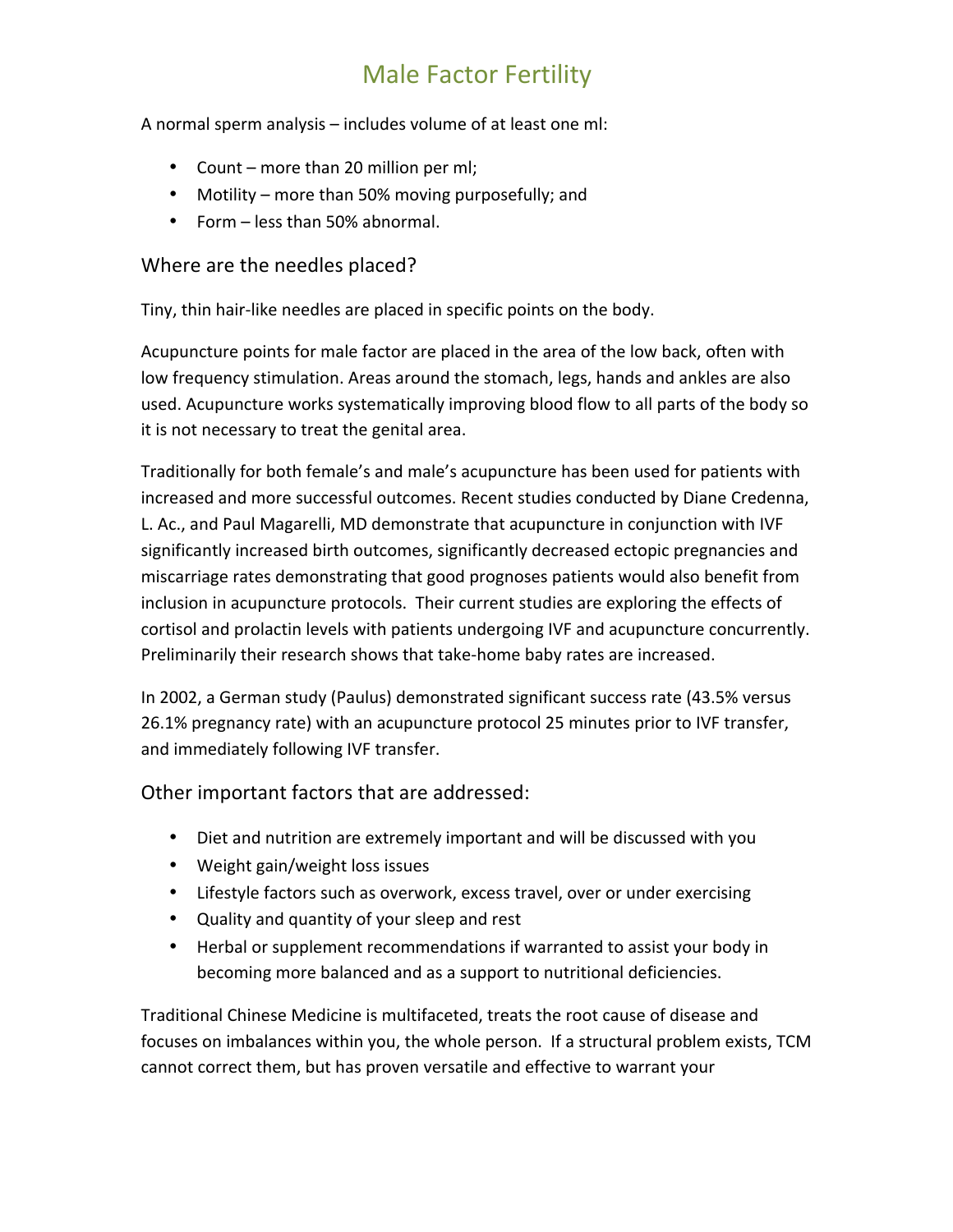# Male Factor Fertility

A normal sperm analysis – includes volume of at least one ml:

- Count – more than 20 million per ml;
- Motility – more than 50% moving purposefully; and
- Form – less than 50% abnormal.

## Where are the needles placed?

Tiny, thin hair-like needles are placed in specific points on the body.

Acupuncture points for male factor are placed in the area of the low back, often with low frequency stimulation. Areas around the stomach, legs, hands and ankles are also used. Acupuncture works systematically improving blood flow to all parts of the body so it is not necessary to treat the genital area.

Traditionally for both female's and male's acupuncture has been used for patients with increased and more successful outcomes. Recent studies conducted by Diane Credenna, L. Ac., and Paul Magarelli, MD demonstrate that acupuncture in conjunction with IVF significantly increased birth outcomes, significantly decreased ectopic pregnancies and miscarriage rates demonstrating that good prognoses patients would also benefit from inclusion in acupuncture protocols. Their current studies are exploring the effects of cortisol and prolactin levels with patients undergoing IVF and acupuncture concurrently. Preliminarily their research shows that take-home baby rates are increased.

In 2002, a German study (Paulus) demonstrated significant success rate (43.5% versus 26.1% pregnancy rate) with an acupuncture protocol 25 minutes prior to IVF transfer, and immediately following IVF transfer.

## Other important factors that are addressed:

- Diet and nutrition are extremely important and will be discussed with you
- Weight gain/weight loss issues
- Lifestyle factors such as overwork, excess travel, over or under exercising
- Quality and quantity of your sleep and rest
- Herbal or supplement recommendations if warranted to assist your body in becoming more balanced and as a support to nutritional deficiencies.

Traditional Chinese Medicine is multifaceted, treats the root cause of disease and focuses on imbalances within you, the whole person. If a structural problem exists, TCM cannot correct them, but has proven versatile and effective to warrant your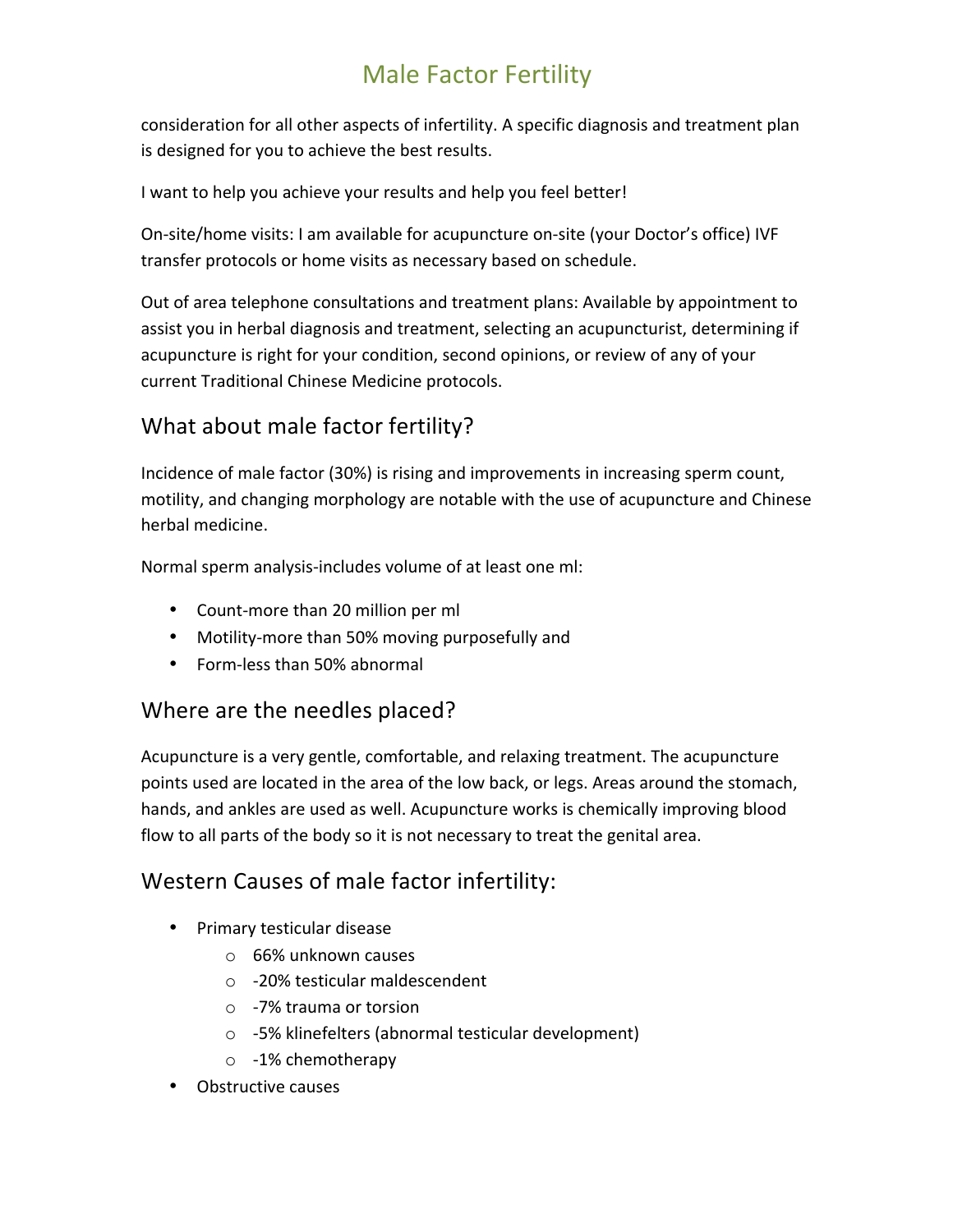consideration for all other aspects of infertility. A specific diagnosis and treatment plan is designed for you to achieve the best results.

I want to help you achieve your results and help you feel better!

On-site/home visits: I am available for acupuncture on-site (your Doctor's office) IVF transfer protocols or home visits as necessary based on schedule.

Out of area telephone consultations and treatment plans: Available by appointment to assist you in herbal diagnosis and treatment, selecting an acupuncturist, determining if acupuncture is right for your condition, second opinions, or review of any of your current Traditional Chinese Medicine protocols.

## What about male factor fertility?

Incidence of male factor (30%) is rising and improvements in increasing sperm count, motility, and changing morphology are notable with the use of acupuncture and Chinese herbal medicine.

Normal sperm analysis-includes volume of at least one ml:

- Count-more than 20 million per ml
- Motility-more than 50% moving purposefully and
- Form-less than 50% abnormal

## Where are the needles placed?

Acupuncture is a very gentle, comfortable, and relaxing treatment. The acupuncture points used are located in the area of the low back, or legs. Areas around the stomach, hands, and ankles are used as well. Acupuncture works is chemically improving blood flow to all parts of the body so it is not necessary to treat the genital area.

## Western Causes of male factor infertility:

- Primary testicular disease
  - 66% unknown causes
  - -20% testicular maldescendent
  - -7% trauma or torsion
  - -5% klinefelters (abnormal testicular development)
  - -1% chemotherapy
- Obstructive causes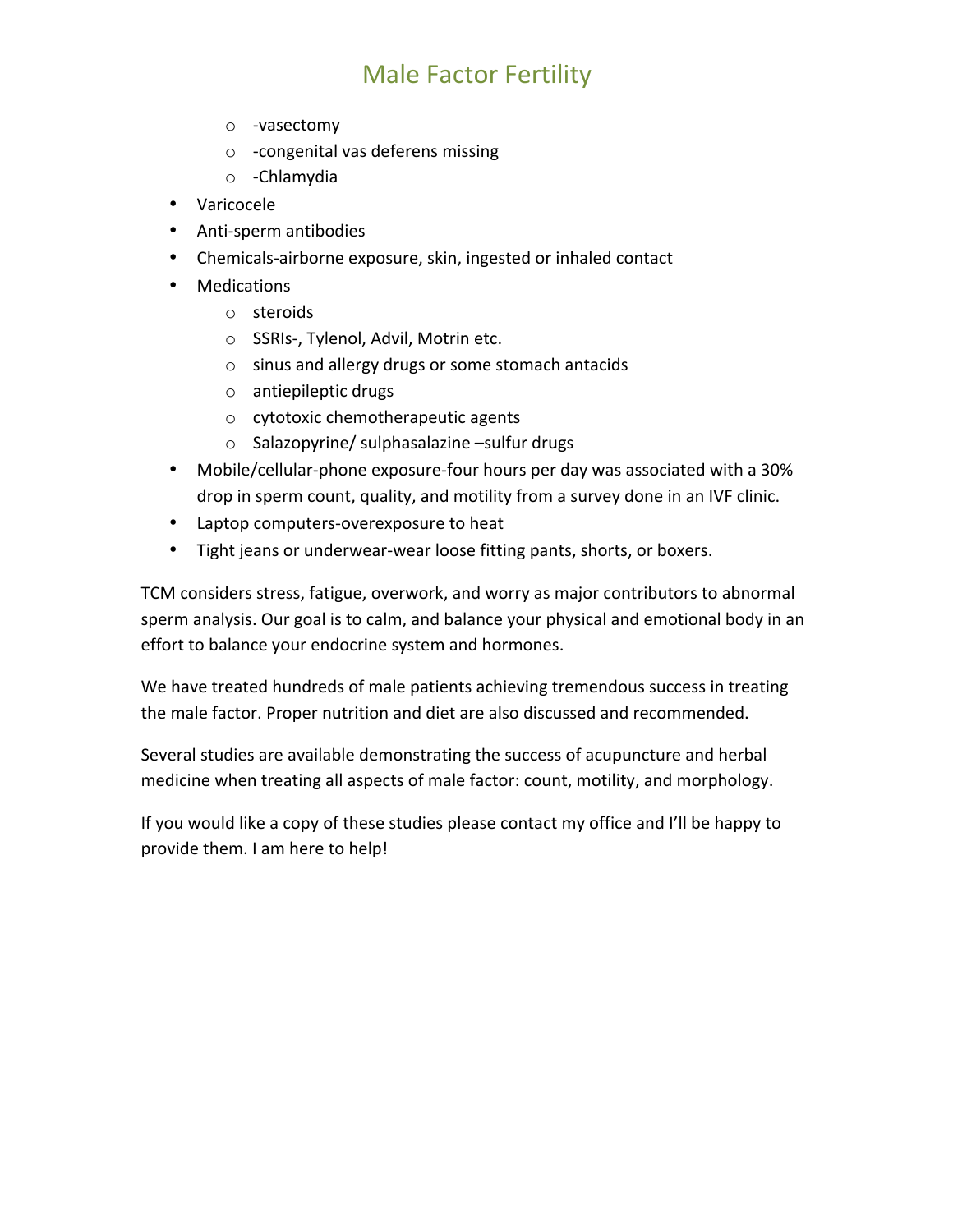- -vasectomy
- -congenital vas deferens missing
- -Chlamydia

- Varicocele
- Anti-sperm antibodies
- Chemicals-airborne exposure, skin, ingested or inhaled contact
- Medications
  - steroids
  - SSRIs-, Tylenol, Advil, Motrin etc.
  - sinus and allergy drugs or some stomach antacids
  - antiepileptic drugs
  - cytotoxic chemotherapeutic agents
  - Salazopyrine/ sulphasalazine –sulfur drugs
- Mobile/cellular-phone exposure-four hours per day was associated with a 30% drop in sperm count, quality, and motility from a survey done in an IVF clinic.
- Laptop computers-overexposure to heat
- Tight jeans or underwear-wear loose fitting pants, shorts, or boxers.

TCM considers stress, fatigue, overwork, and worry as major contributors to abnormal sperm analysis. Our goal is to calm, and balance your physical and emotional body in an effort to balance your endocrine system and hormones.

We have treated hundreds of male patients achieving tremendous success in treating the male factor. Proper nutrition and diet are also discussed and recommended.

Several studies are available demonstrating the success of acupuncture and herbal medicine when treating all aspects of male factor: count, motility, and morphology.

If you would like a copy of these studies please contact my office and I'll be happy to provide them. I am here to help!